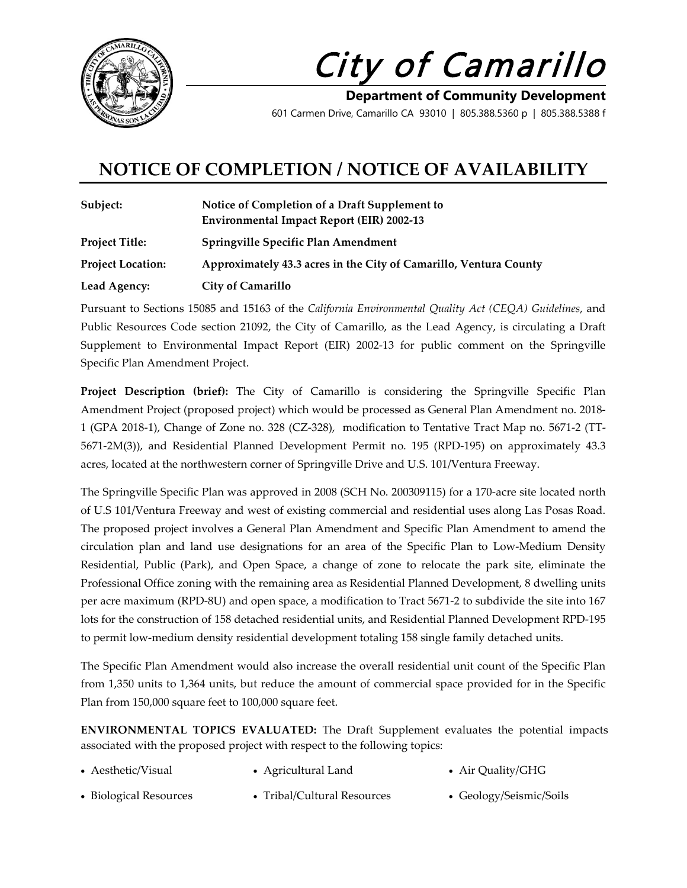# City of Camarillo

**Department of Community Development**

601 Carmen Drive, Camarillo CA 93010 | 805.388.5360 p | 805.388.5388 f

## NOTICE OF COMPLETION / NOTICE OF AVAILABILITY

| | |
|---|---|
| **Subject:** | **Notice of Completion of a Draft Supplement to Environmental Impact Report (EIR) 2002-13** |
| **Project Title:** | **Springville Specific Plan Amendment** |
| **Project Location:** | **Approximately 43.3 acres in the City of Camarillo, Ventura County** |
| **Lead Agency:** | **City of Camarillo** |

Pursuant to Sections 15085 and 15163 of the *California Environmental Quality Act (CEQA) Guidelines*, and Public Resources Code section 21092, the City of Camarillo, as the Lead Agency, is circulating a Draft Supplement to Environmental Impact Report (EIR) 2002-13 for public comment on the Springville Specific Plan Amendment Project.

**Project Description (brief):** The City of Camarillo is considering the Springville Specific Plan Amendment Project (proposed project) which would be processed as General Plan Amendment no. 2018-1 (GPA 2018-1), Change of Zone no. 328 (CZ-328), modification to Tentative Tract Map no. 5671-2 (TT-5671-2M(3)), and Residential Planned Development Permit no. 195 (RPD-195) on approximately 43.3 acres, located at the northwestern corner of Springville Drive and U.S. 101/Ventura Freeway.

The Springville Specific Plan was approved in 2008 (SCH No. 200309115) for a 170-acre site located north of U.S 101/Ventura Freeway and west of existing commercial and residential uses along Las Posas Road. The proposed project involves a General Plan Amendment and Specific Plan Amendment to amend the circulation plan and land use designations for an area of the Specific Plan to Low-Medium Density Residential, Public (Park), and Open Space, a change of zone to relocate the park site, eliminate the Professional Office zoning with the remaining area as Residential Planned Development, 8 dwelling units per acre maximum (RPD-8U) and open space, a modification to Tract 5671-2 to subdivide the site into 167 lots for the construction of 158 detached residential units, and Residential Planned Development RPD-195 to permit low-medium density residential development totaling 158 single family detached units.

The Specific Plan Amendment would also increase the overall residential unit count of the Specific Plan from 1,350 units to 1,364 units, but reduce the amount of commercial space provided for in the Specific Plan from 150,000 square feet to 100,000 square feet.

**ENVIRONMENTAL TOPICS EVALUATED:** The Draft Supplement evaluates the potential impacts associated with the proposed project with respect to the following topics:

- Aesthetic/Visual
- Agricultural Land
- Air Quality/GHG
- Biological Resources
- Tribal/Cultural Resources
- Geology/Seismic/Soils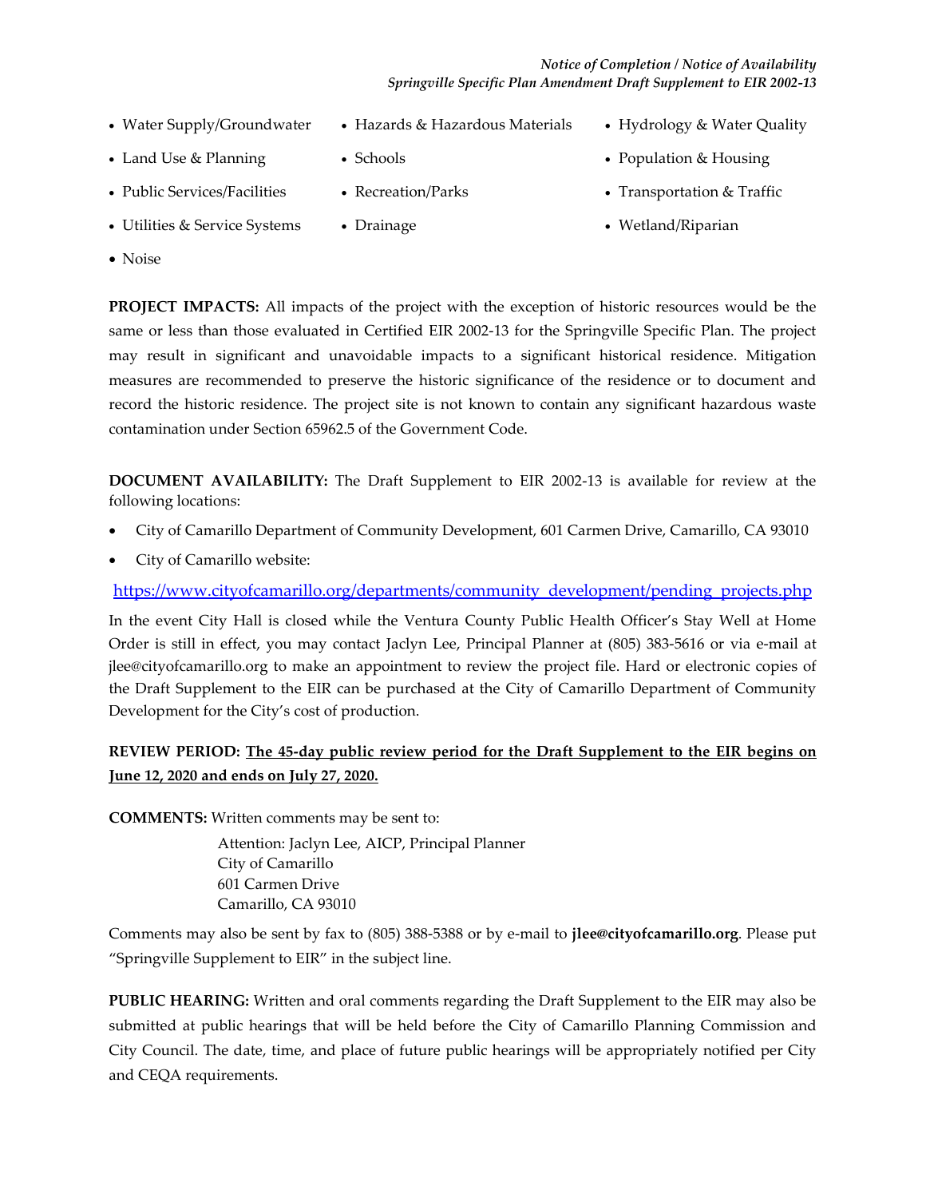- Water Supply/Groundwater
- Hazards & Hazardous Materials
- Hydrology & Water Quality
- Land Use & Planning
- Schools
- Population & Housing
- Public Services/Facilities
- Recreation/Parks
- Transportation & Traffic
- Utilities & Service Systems
- Drainage
- Wetland/Riparian
- Noise

**PROJECT IMPACTS:** All impacts of the project with the exception of historic resources would be the same or less than those evaluated in Certified EIR 2002-13 for the Springville Specific Plan. The project may result in significant and unavoidable impacts to a significant historical residence. Mitigation measures are recommended to preserve the historic significance of the residence or to document and record the historic residence. The project site is not known to contain any significant hazardous waste contamination under Section 65962.5 of the Government Code.

**DOCUMENT AVAILABILITY:** The Draft Supplement to EIR 2002-13 is available for review at the following locations:

- City of Camarillo Department of Community Development, 601 Carmen Drive, Camarillo, CA 93010
- City of Camarillo website:

https://www.cityofcamarillo.org/departments/community_development/pending_projects.php

In the event City Hall is closed while the Ventura County Public Health Officer's Stay Well at Home Order is still in effect, you may contact Jaclyn Lee, Principal Planner at (805) 383-5616 or via e-mail at jlee@cityofcamarillo.org to make an appointment to review the project file. Hard or electronic copies of the Draft Supplement to the EIR can be purchased at the City of Camarillo Department of Community Development for the City's cost of production.

**REVIEW PERIOD: The 45-day public review period for the Draft Supplement to the EIR begins on June 12, 2020 and ends on July 27, 2020.**

**COMMENTS:** Written comments may be sent to:

Attention: Jaclyn Lee, AICP, Principal Planner
City of Camarillo
601 Carmen Drive
Camarillo, CA 93010

Comments may also be sent by fax to (805) 388-5388 or by e-mail to **jlee@cityofcamarillo.org**. Please put "Springville Supplement to EIR" in the subject line.

**PUBLIC HEARING:** Written and oral comments regarding the Draft Supplement to the EIR may also be submitted at public hearings that will be held before the City of Camarillo Planning Commission and City Council. The date, time, and place of future public hearings will be appropriately notified per City and CEQA requirements.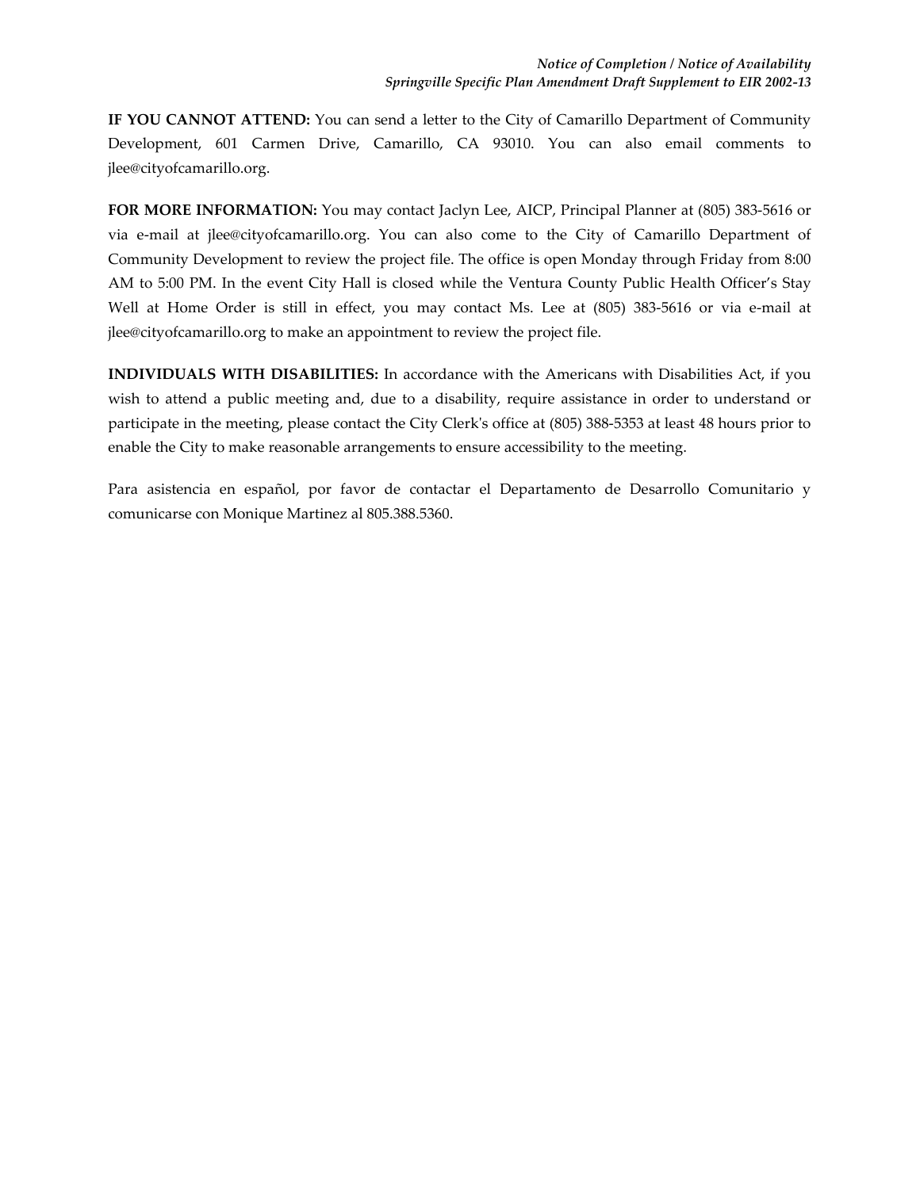**IF YOU CANNOT ATTEND:** You can send a letter to the City of Camarillo Department of Community Development, 601 Carmen Drive, Camarillo, CA 93010. You can also email comments to jlee@cityofcamarillo.org.

**FOR MORE INFORMATION:** You may contact Jaclyn Lee, AICP, Principal Planner at (805) 383-5616 or via e-mail at jlee@cityofcamarillo.org. You can also come to the City of Camarillo Department of Community Development to review the project file. The office is open Monday through Friday from 8:00 AM to 5:00 PM. In the event City Hall is closed while the Ventura County Public Health Officer's Stay Well at Home Order is still in effect, you may contact Ms. Lee at (805) 383-5616 or via e-mail at jlee@cityofcamarillo.org to make an appointment to review the project file.

**INDIVIDUALS WITH DISABILITIES:** In accordance with the Americans with Disabilities Act, if you wish to attend a public meeting and, due to a disability, require assistance in order to understand or participate in the meeting, please contact the City Clerk's office at (805) 388-5353 at least 48 hours prior to enable the City to make reasonable arrangements to ensure accessibility to the meeting.

Para asistencia en español, por favor de contactar el Departamento de Desarrollo Comunitario y comunicarse con Monique Martinez al 805.388.5360.